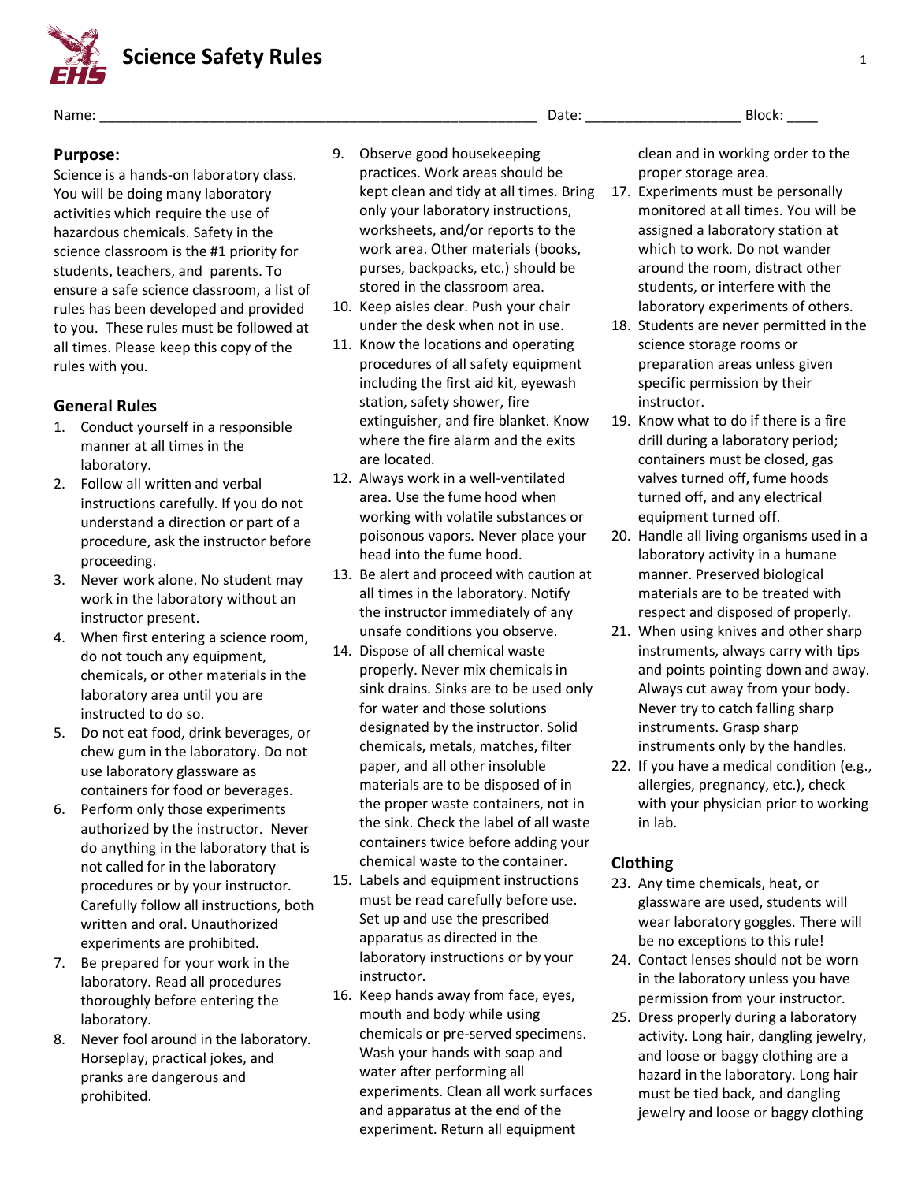# Science Safety Rules

Name: ___________________________________________________________ Date: ____________________ Block: ____

## Purpose:

Science is a hands-on laboratory class. You will be doing many laboratory activities which require the use of hazardous chemicals. Safety in the science classroom is the #1 priority for students, teachers, and parents. To ensure a safe science classroom, a list of rules has been developed and provided to you. These rules must be followed at all times. Please keep this copy of the rules with you.

## General Rules

1. Conduct yourself in a responsible manner at all times in the laboratory.
2. Follow all written and verbal instructions carefully. If you do not understand a direction or part of a procedure, ask the instructor before proceeding.
3. Never work alone. No student may work in the laboratory without an instructor present.
4. When first entering a science room, do not touch any equipment, chemicals, or other materials in the laboratory area until you are instructed to do so.
5. Do not eat food, drink beverages, or chew gum in the laboratory. Do not use laboratory glassware as containers for food or beverages.
6. Perform only those experiments authorized by the instructor. Never do anything in the laboratory that is not called for in the laboratory procedures or by your instructor. Carefully follow all instructions, both written and oral. Unauthorized experiments are prohibited.
7. Be prepared for your work in the laboratory. Read all procedures thoroughly before entering the laboratory.
8. Never fool around in the laboratory. Horseplay, practical jokes, and pranks are dangerous and prohibited.
9. Observe good housekeeping practices. Work areas should be kept clean and tidy at all times. Bring only your laboratory instructions, worksheets, and/or reports to the work area. Other materials (books, purses, backpacks, etc.) should be stored in the classroom area.
10. Keep aisles clear. Push your chair under the desk when not in use.
11. Know the locations and operating procedures of all safety equipment including the first aid kit, eyewash station, safety shower, fire extinguisher, and fire blanket. Know where the fire alarm and the exits are located.
12. Always work in a well-ventilated area. Use the fume hood when working with volatile substances or poisonous vapors. Never place your head into the fume hood.
13. Be alert and proceed with caution at all times in the laboratory. Notify the instructor immediately of any unsafe conditions you observe.
14. Dispose of all chemical waste properly. Never mix chemicals in sink drains. Sinks are to be used only for water and those solutions designated by the instructor. Solid chemicals, metals, matches, filter paper, and all other insoluble materials are to be disposed of in the proper waste containers, not in the sink. Check the label of all waste containers twice before adding your chemical waste to the container.
15. Labels and equipment instructions must be read carefully before use. Set up and use the prescribed apparatus as directed in the laboratory instructions or by your instructor.
16. Keep hands away from face, eyes, mouth and body while using chemicals or pre-served specimens. Wash your hands with soap and water after performing all experiments. Clean all work surfaces and apparatus at the end of the experiment. Return all equipment clean and in working order to the proper storage area.
17. Experiments must be personally monitored at all times. You will be assigned a laboratory station at which to work. Do not wander around the room, distract other students, or interfere with the laboratory experiments of others.
18. Students are never permitted in the science storage rooms or preparation areas unless given specific permission by their instructor.
19. Know what to do if there is a fire drill during a laboratory period; containers must be closed, gas valves turned off, fume hoods turned off, and any electrical equipment turned off.
20. Handle all living organisms used in a laboratory activity in a humane manner. Preserved biological materials are to be treated with respect and disposed of properly.
21. When using knives and other sharp instruments, always carry with tips and points pointing down and away. Always cut away from your body. Never try to catch falling sharp instruments. Grasp sharp instruments only by the handles.
22. If you have a medical condition (e.g., allergies, pregnancy, etc.), check with your physician prior to working in lab.

## Clothing

23. Any time chemicals, heat, or glassware are used, students will wear laboratory goggles. There will be no exceptions to this rule!
24. Contact lenses should not be worn in the laboratory unless you have permission from your instructor.
25. Dress properly during a laboratory activity. Long hair, dangling jewelry, and loose or baggy clothing are a hazard in the laboratory. Long hair must be tied back, and dangling jewelry and loose or baggy clothing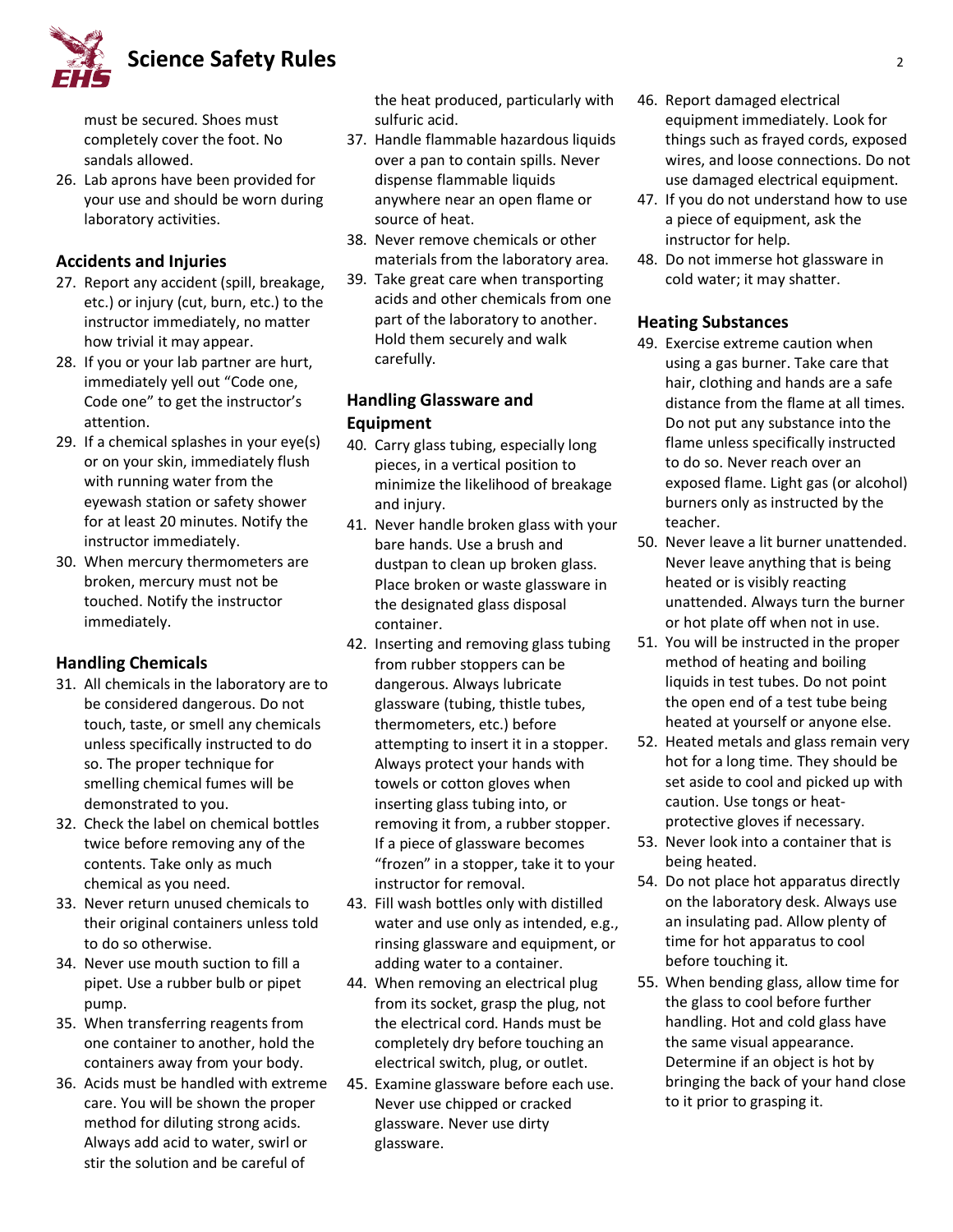must be secured. Shoes must completely cover the foot. No sandals allowed.

26. Lab aprons have been provided for your use and should be worn during laboratory activities.

### Accidents and Injuries

27. Report any accident (spill, breakage, etc.) or injury (cut, burn, etc.) to the instructor immediately, no matter how trivial it may appear.
28. If you or your lab partner are hurt, immediately yell out "Code one, Code one" to get the instructor's attention.
29. If a chemical splashes in your eye(s) or on your skin, immediately flush with running water from the eyewash station or safety shower for at least 20 minutes. Notify the instructor immediately.
30. When mercury thermometers are broken, mercury must not be touched. Notify the instructor immediately.

### Handling Chemicals

31. All chemicals in the laboratory are to be considered dangerous. Do not touch, taste, or smell any chemicals unless specifically instructed to do so. The proper technique for smelling chemical fumes will be demonstrated to you.
32. Check the label on chemical bottles twice before removing any of the contents. Take only as much chemical as you need.
33. Never return unused chemicals to their original containers unless told to do so otherwise.
34. Never use mouth suction to fill a pipet. Use a rubber bulb or pipet pump.
35. When transferring reagents from one container to another, hold the containers away from your body.
36. Acids must be handled with extreme care. You will be shown the proper method for diluting strong acids. Always add acid to water, swirl or stir the solution and be careful of the heat produced, particularly with sulfuric acid.
37. Handle flammable hazardous liquids over a pan to contain spills. Never dispense flammable liquids anywhere near an open flame or source of heat.
38. Never remove chemicals or other materials from the laboratory area.
39. Take great care when transporting acids and other chemicals from one part of the laboratory to another. Hold them securely and walk carefully.

### Handling Glassware and Equipment

40. Carry glass tubing, especially long pieces, in a vertical position to minimize the likelihood of breakage and injury.
41. Never handle broken glass with your bare hands. Use a brush and dustpan to clean up broken glass. Place broken or waste glassware in the designated glass disposal container.
42. Inserting and removing glass tubing from rubber stoppers can be dangerous. Always lubricate glassware (tubing, thistle tubes, thermometers, etc.) before attempting to insert it in a stopper. Always protect your hands with towels or cotton gloves when inserting glass tubing into, or removing it from, a rubber stopper. If a piece of glassware becomes "frozen" in a stopper, take it to your instructor for removal.
43. Fill wash bottles only with distilled water and use only as intended, e.g., rinsing glassware and equipment, or adding water to a container.
44. When removing an electrical plug from its socket, grasp the plug, not the electrical cord. Hands must be completely dry before touching an electrical switch, plug, or outlet.
45. Examine glassware before each use. Never use chipped or cracked glassware. Never use dirty glassware.
46. Report damaged electrical equipment immediately. Look for things such as frayed cords, exposed wires, and loose connections. Do not use damaged electrical equipment.
47. If you do not understand how to use a piece of equipment, ask the instructor for help.
48. Do not immerse hot glassware in cold water; it may shatter.

### Heating Substances

49. Exercise extreme caution when using a gas burner. Take care that hair, clothing and hands are a safe distance from the flame at all times. Do not put any substance into the flame unless specifically instructed to do so. Never reach over an exposed flame. Light gas (or alcohol) burners only as instructed by the teacher.
50. Never leave a lit burner unattended. Never leave anything that is being heated or is visibly reacting unattended. Always turn the burner or hot plate off when not in use.
51. You will be instructed in the proper method of heating and boiling liquids in test tubes. Do not point the open end of a test tube being heated at yourself or anyone else.
52. Heated metals and glass remain very hot for a long time. They should be set aside to cool and picked up with caution. Use tongs or heat-protective gloves if necessary.
53. Never look into a container that is being heated.
54. Do not place hot apparatus directly on the laboratory desk. Always use an insulating pad. Allow plenty of time for hot apparatus to cool before touching it.
55. When bending glass, allow time for the glass to cool before further handling. Hot and cold glass have the same visual appearance. Determine if an object is hot by bringing the back of your hand close to it prior to grasping it.